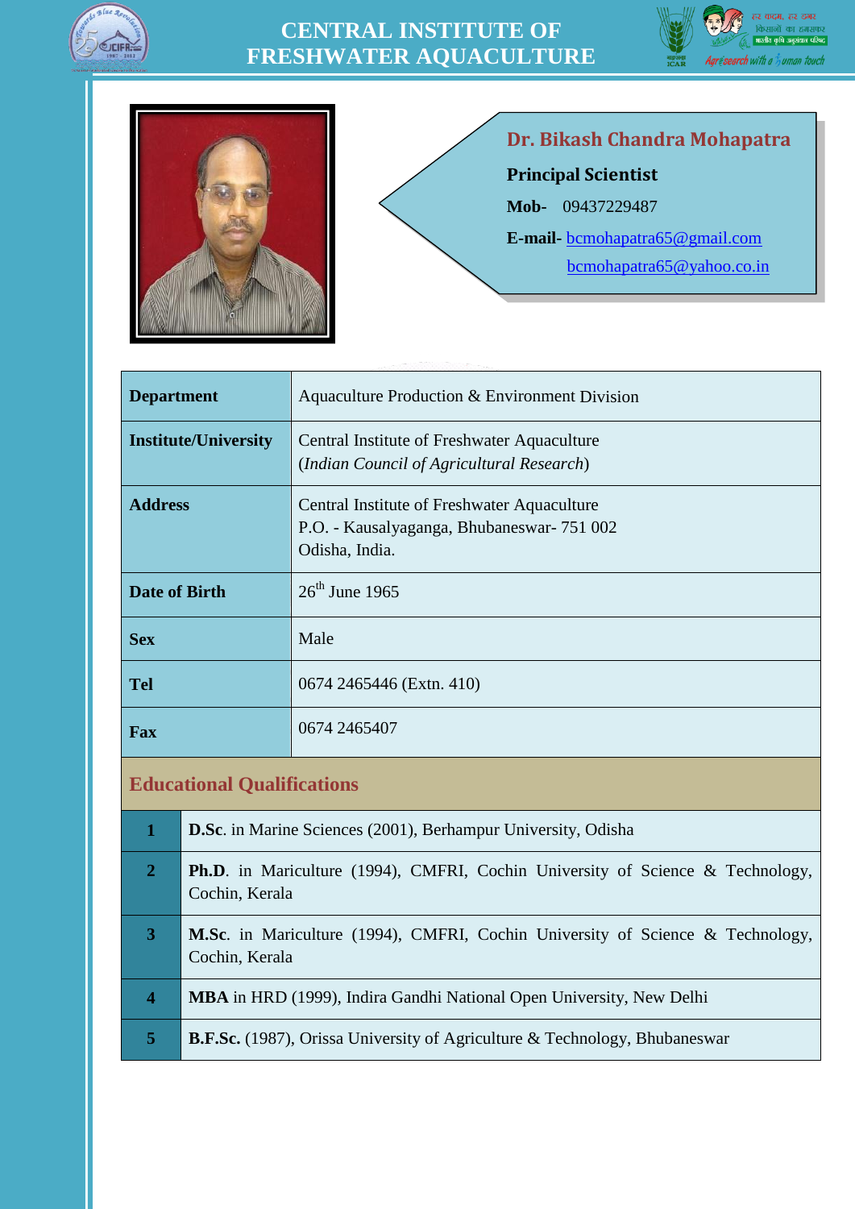# CENTRAL INSTITUTE OF FRESHWATER AQUACULTURE

## Dr. Bikash Chandra Mohapatra

**Principal Scientist**

**Mob-** 09437229487

**E-mail-** bcmohapatra65@gmail.com

bcmohapatra65@yahoo.co.in

| | |
|---|---|
| **Department** | Aquaculture Production & Environment Division |
| **Institute/University** | Central Institute of Freshwater Aquaculture (*Indian Council of Agricultural Research*) |
| **Address** | Central Institute of Freshwater Aquaculture<br>P.O. - Kausalyaganga, Bhubaneswar- 751 002<br>Odisha, India. |
| **Date of Birth** | $26^{th}$ June 1965 |
| **Sex** | Male |
| **Tel** | 0674 2465446 (Extn. 410) |
| **Fax** | 0674 2465407 |

## Educational Qualifications

| | |
|---|---|
| **1** | **D.Sc**. in Marine Sciences (2001), Berhampur University, Odisha |
| **2** | **Ph.D**. in Mariculture (1994), CMFRI, Cochin University of Science & Technology, Cochin, Kerala |
| **3** | **M.Sc**. in Mariculture (1994), CMFRI, Cochin University of Science & Technology, Cochin, Kerala |
| **4** | **MBA** in HRD (1999), Indira Gandhi National Open University, New Delhi |
| **5** | **B.F.Sc.** (1987), Orissa University of Agriculture & Technology, Bhubaneswar |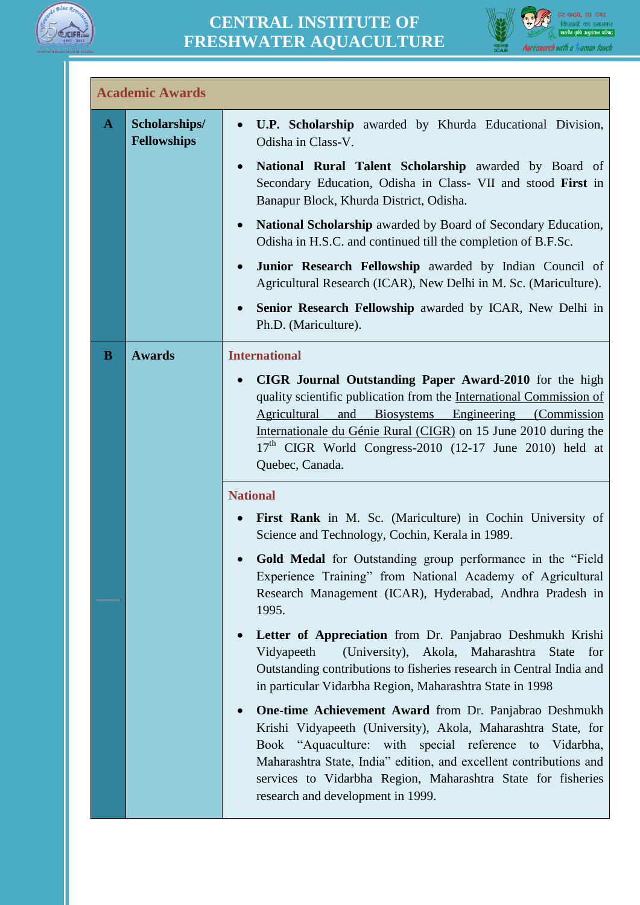| Academic Awards | | |
|---|---|---|
| **A** | **Scholarships/ Fellowships** | • **U.P. Scholarship** awarded by Khurda Educational Division, Odisha in Class-V.<br>• **National Rural Talent Scholarship** awarded by Board of Secondary Education, Odisha in Class- VII and stood **First** in Banapur Block, Khurda District, Odisha.<br>• **National Scholarship** awarded by Board of Secondary Education, Odisha in H.S.C. and continued till the completion of B.F.Sc.<br>• **Junior Research Fellowship** awarded by Indian Council of Agricultural Research (ICAR), New Delhi in M. Sc. (Mariculture).<br>• **Senior Research Fellowship** awarded by ICAR, New Delhi in Ph.D. (Mariculture). |
| **B** | **Awards** | **International**<br>• **CIGR Journal Outstanding Paper Award-2010** for the high quality scientific publication from the International Commission of Agricultural and Biosystems Engineering (Commission Internationale du Génie Rural (CIGR) on 15 June 2010 during the 17th CIGR World Congress-2010 (12-17 June 2010) held at Quebec, Canada. |
| | | **National**<br>• **First Rank** in M. Sc. (Mariculture) in Cochin University of Science and Technology, Cochin, Kerala in 1989.<br>• **Gold Medal** for Outstanding group performance in the "Field Experience Training" from National Academy of Agricultural Research Management (ICAR), Hyderabad, Andhra Pradesh in 1995.<br>• **Letter of Appreciation** from Dr. Panjabrao Deshmukh Krishi Vidyapeeth (University), Akola, Maharashtra State for Outstanding contributions to fisheries research in Central India and in particular Vidarbha Region, Maharashtra State in 1998<br>• **One-time Achievement Award** from Dr. Panjabrao Deshmukh Krishi Vidyapeeth (University), Akola, Maharashtra State, for Book "Aquaculture: with special reference to Vidarbha, Maharashtra State, India" edition, and excellent contributions and services to Vidarbha Region, Maharashtra State for fisheries research and development in 1999. |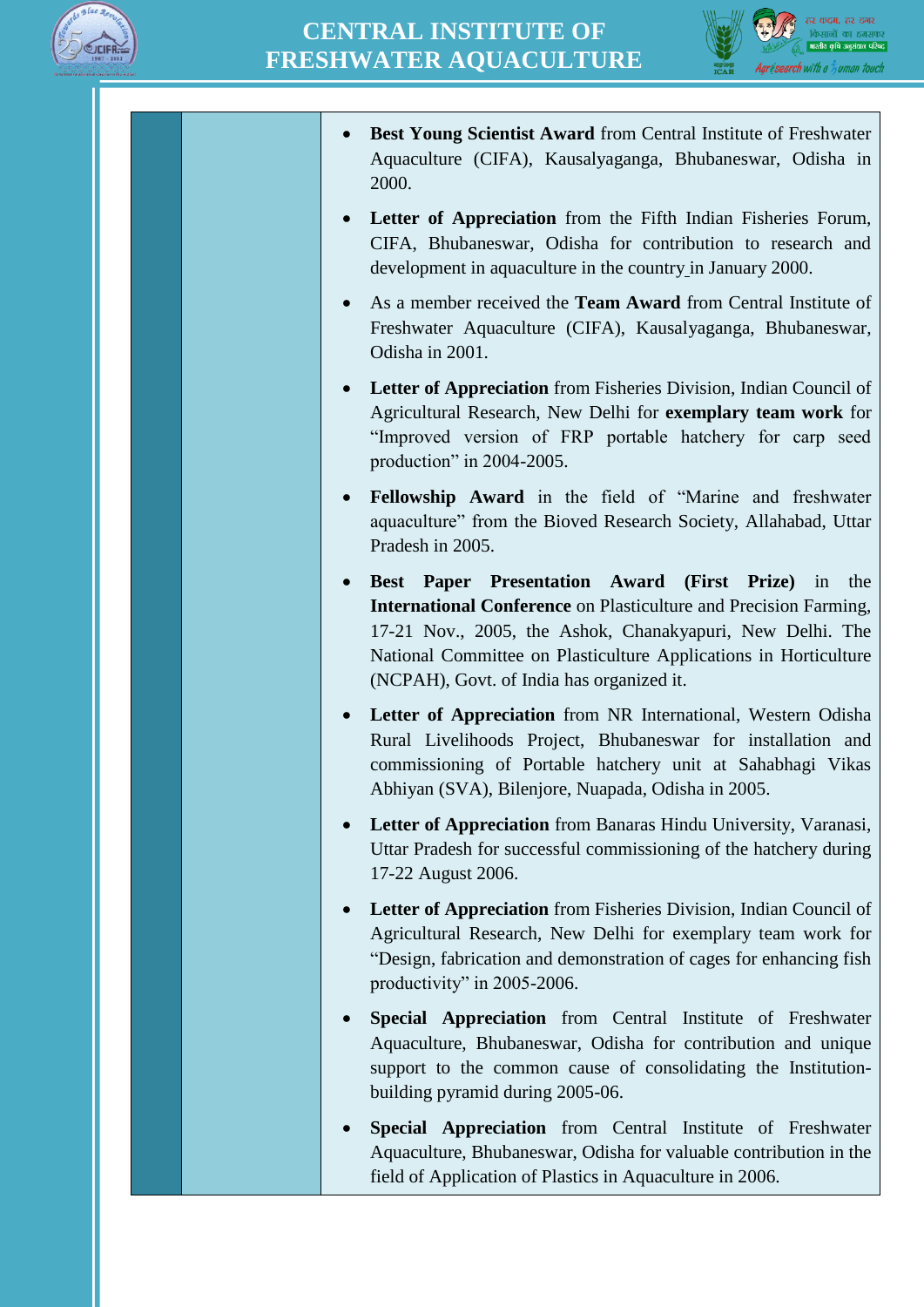- **Best Young Scientist Award** from Central Institute of Freshwater Aquaculture (CIFA), Kausalyaganga, Bhubaneswar, Odisha in 2000.
- **Letter of Appreciation** from the Fifth Indian Fisheries Forum, CIFA, Bhubaneswar, Odisha for contribution to research and development in aquaculture in the country in January 2000.
- As a member received the **Team Award** from Central Institute of Freshwater Aquaculture (CIFA), Kausalyaganga, Bhubaneswar, Odisha in 2001.
- **Letter of Appreciation** from Fisheries Division, Indian Council of Agricultural Research, New Delhi for **exemplary team work** for "Improved version of FRP portable hatchery for carp seed production" in 2004-2005.
- **Fellowship Award** in the field of "Marine and freshwater aquaculture" from the Bioved Research Society, Allahabad, Uttar Pradesh in 2005.
- **Best Paper Presentation Award (First Prize)** in the **International Conference** on Plasticulture and Precision Farming, 17-21 Nov., 2005, the Ashok, Chanakyapuri, New Delhi. The National Committee on Plasticulture Applications in Horticulture (NCPAH), Govt. of India has organized it.
- **Letter of Appreciation** from NR International, Western Odisha Rural Livelihoods Project, Bhubaneswar for installation and commissioning of Portable hatchery unit at Sahabhagi Vikas Abhiyan (SVA), Bilenjore, Nuapada, Odisha in 2005.
- **Letter of Appreciation** from Banaras Hindu University, Varanasi, Uttar Pradesh for successful commissioning of the hatchery during 17-22 August 2006.
- **Letter of Appreciation** from Fisheries Division, Indian Council of Agricultural Research, New Delhi for exemplary team work for "Design, fabrication and demonstration of cages for enhancing fish productivity" in 2005-2006.
- **Special Appreciation** from Central Institute of Freshwater Aquaculture, Bhubaneswar, Odisha for contribution and unique support to the common cause of consolidating the Institution-building pyramid during 2005-06.
- **Special Appreciation** from Central Institute of Freshwater Aquaculture, Bhubaneswar, Odisha for valuable contribution in the field of Application of Plastics in Aquaculture in 2006.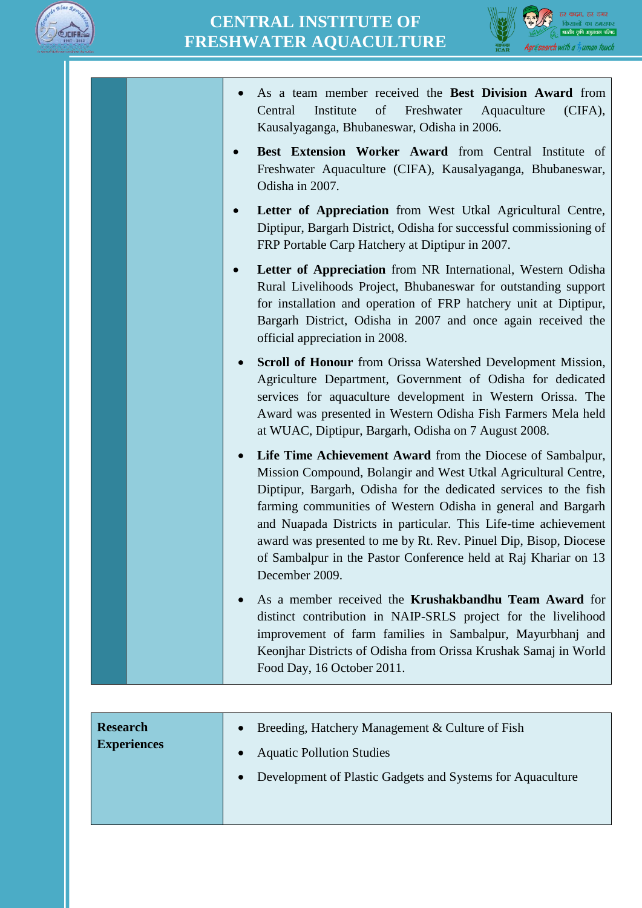- As a team member received the **Best Division Award** from Central Institute of Freshwater Aquaculture (CIFA), Kausalyaganga, Bhubaneswar, Odisha in 2006.
- **Best Extension Worker Award** from Central Institute of Freshwater Aquaculture (CIFA), Kausalyaganga, Bhubaneswar, Odisha in 2007.
- **Letter of Appreciation** from West Utkal Agricultural Centre, Diptipur, Bargarh District, Odisha for successful commissioning of FRP Portable Carp Hatchery at Diptipur in 2007.
- **Letter of Appreciation** from NR International, Western Odisha Rural Livelihoods Project, Bhubaneswar for outstanding support for installation and operation of FRP hatchery unit at Diptipur, Bargarh District, Odisha in 2007 and once again received the official appreciation in 2008.
- **Scroll of Honour** from Orissa Watershed Development Mission, Agriculture Department, Government of Odisha for dedicated services for aquaculture development in Western Orissa. The Award was presented in Western Odisha Fish Farmers Mela held at WUAC, Diptipur, Bargarh, Odisha on 7 August 2008.
- **Life Time Achievement Award** from the Diocese of Sambalpur, Mission Compound, Bolangir and West Utkal Agricultural Centre, Diptipur, Bargarh, Odisha for the dedicated services to the fish farming communities of Western Odisha in general and Bargarh and Nuapada Districts in particular. This Life-time achievement award was presented to me by Rt. Rev. Pinuel Dip, Bisop, Diocese of Sambalpur in the Pastor Conference held at Raj Khariar on 13 December 2009.
- As a member received the **Krushakbandhu Team Award** for distinct contribution in NAIP-SRLS project for the livelihood improvement of farm families in Sambalpur, Mayurbhanj and Keonjhar Districts of Odisha from Orissa Krushak Samaj in World Food Day, 16 October 2011.

| **Research Experiences** | <ul><li>Breeding, Hatchery Management & Culture of Fish</li><li>Aquatic Pollution Studies</li><li>Development of Plastic Gadgets and Systems for Aquaculture</li></ul> |
|---|---|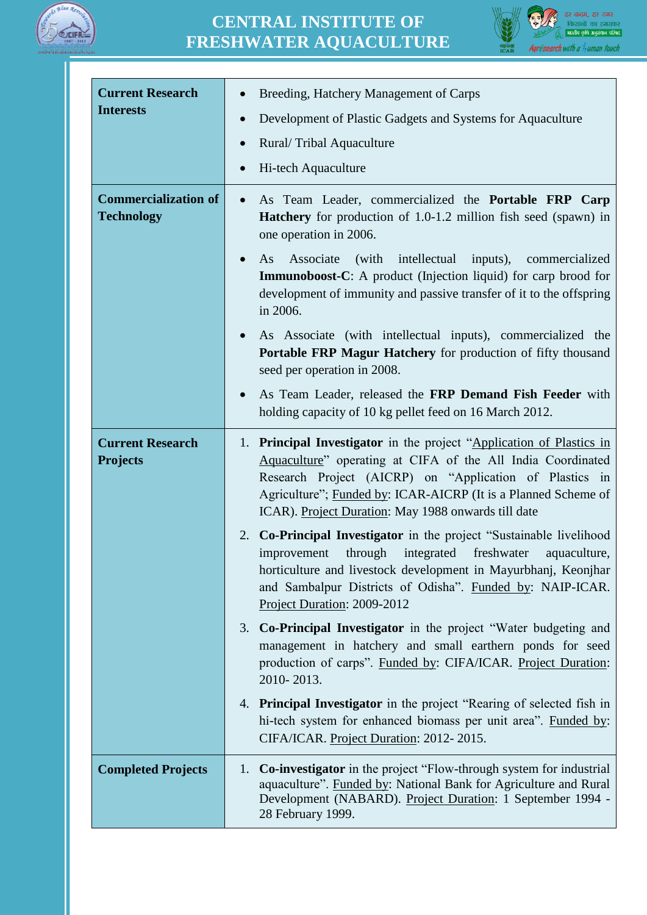| Current Research Interests | • Breeding, Hatchery Management of Carps<br>• Development of Plastic Gadgets and Systems for Aquaculture<br>• Rural/ Tribal Aquaculture<br>• Hi-tech Aquaculture |
|---|---|
| **Commercialization of Technology** | • As Team Leader, commercialized the **Portable FRP Carp Hatchery** for production of 1.0-1.2 million fish seed (spawn) in one operation in 2006.<br>• As Associate (with intellectual inputs), commercialized **Immunoboost-C**: A product (Injection liquid) for carp brood for development of immunity and passive transfer of it to the offspring in 2006.<br>• As Associate (with intellectual inputs), commercialized the **Portable FRP Magur Hatchery** for production of fifty thousand seed per operation in 2008.<br>• As Team Leader, released the **FRP Demand Fish Feeder** with holding capacity of 10 kg pellet feed on 16 March 2012. |
| **Current Research Projects** | 1. **Principal Investigator** in the project "Application of Plastics in Aquaculture" operating at CIFA of the All India Coordinated Research Project (AICRP) on "Application of Plastics in Agriculture"; Funded by: ICAR-AICRP (It is a Planned Scheme of ICAR). Project Duration: May 1988 onwards till date<br>2. **Co-Principal Investigator** in the project "Sustainable livelihood improvement through integrated freshwater aquaculture, horticulture and livestock development in Mayurbhanj, Keonjhar and Sambalpur Districts of Odisha". Funded by: NAIP-ICAR. Project Duration: 2009-2012<br>3. **Co-Principal Investigator** in the project "Water budgeting and management in hatchery and small earthern ponds for seed production of carps". Funded by: CIFA/ICAR. Project Duration: 2010- 2013.<br>4. **Principal Investigator** in the project "Rearing of selected fish in hi-tech system for enhanced biomass per unit area". Funded by: CIFA/ICAR. Project Duration: 2012- 2015. |
| **Completed Projects** | 1. **Co-investigator** in the project "Flow-through system for industrial aquaculture". Funded by: National Bank for Agriculture and Rural Development (NABARD). Project Duration: 1 September 1994 - 28 February 1999. |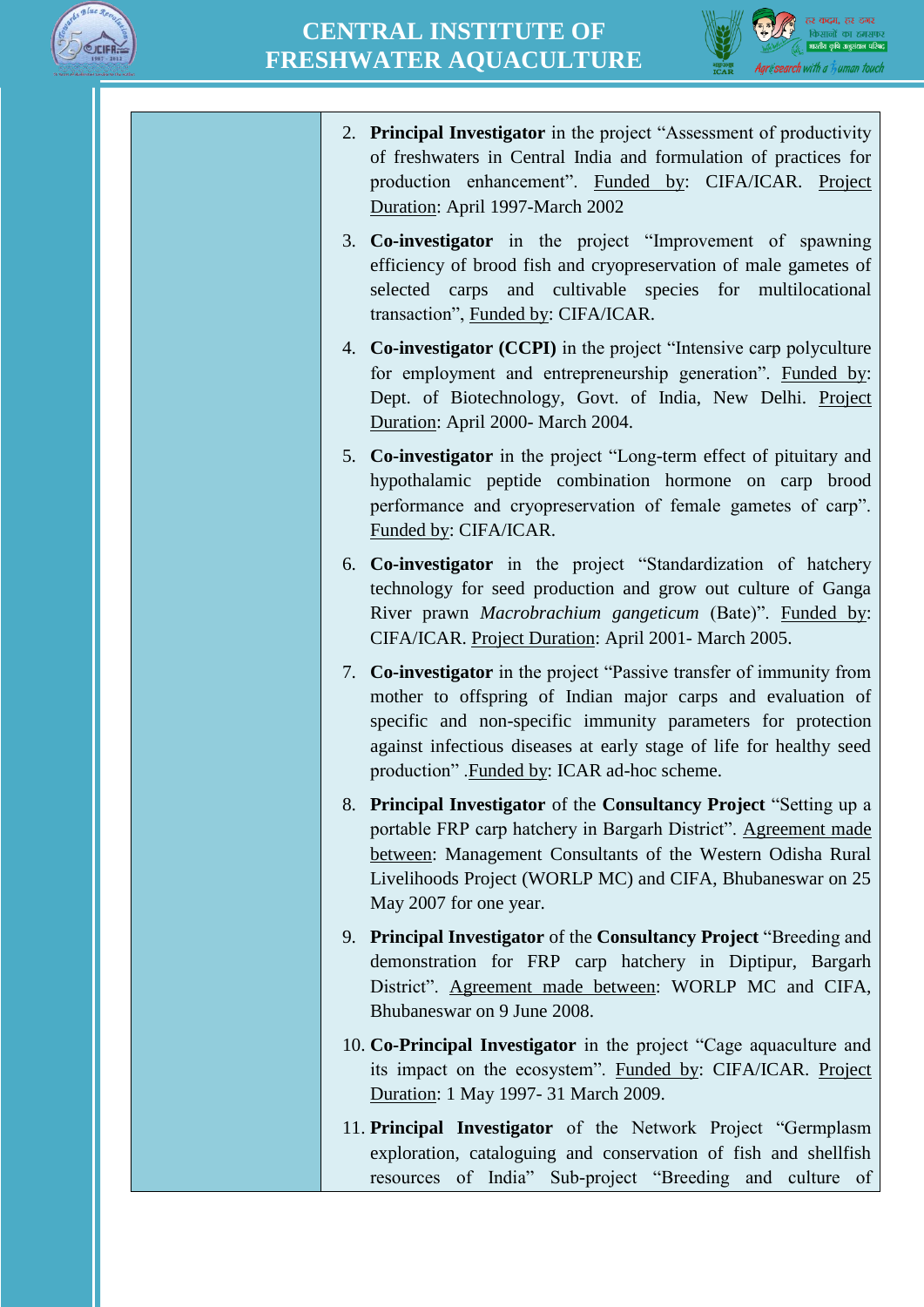2. **Principal Investigator** in the project "Assessment of productivity of freshwaters in Central India and formulation of practices for production enhancement". Funded by: CIFA/ICAR. Project Duration: April 1997-March 2002

3. **Co-investigator** in the project "Improvement of spawning efficiency of brood fish and cryopreservation of male gametes of selected carps and cultivable species for multilocational transaction", Funded by: CIFA/ICAR.

4. **Co-investigator (CCPI)** in the project "Intensive carp polyculture for employment and entrepreneurship generation". Funded by: Dept. of Biotechnology, Govt. of India, New Delhi. Project Duration: April 2000- March 2004.

5. **Co-investigator** in the project "Long-term effect of pituitary and hypothalamic peptide combination hormone on carp brood performance and cryopreservation of female gametes of carp". Funded by: CIFA/ICAR.

6. **Co-investigator** in the project "Standardization of hatchery technology for seed production and grow out culture of Ganga River prawn *Macrobrachium gangeticum* (Bate)". Funded by: CIFA/ICAR. Project Duration: April 2001- March 2005.

7. **Co-investigator** in the project "Passive transfer of immunity from mother to offspring of Indian major carps and evaluation of specific and non-specific immunity parameters for protection against infectious diseases at early stage of life for healthy seed production" .Funded by: ICAR ad-hoc scheme.

8. **Principal Investigator** of the **Consultancy Project** "Setting up a portable FRP carp hatchery in Bargarh District". Agreement made between: Management Consultants of the Western Odisha Rural Livelihoods Project (WORLP MC) and CIFA, Bhubaneswar on 25 May 2007 for one year.

9. **Principal Investigator** of the **Consultancy Project** "Breeding and demonstration for FRP carp hatchery in Diptipur, Bargarh District". Agreement made between: WORLP MC and CIFA, Bhubaneswar on 9 June 2008.

10. **Co-Principal Investigator** in the project "Cage aquaculture and its impact on the ecosystem". Funded by: CIFA/ICAR. Project Duration: 1 May 1997- 31 March 2009.

11. **Principal Investigator** of the Network Project "Germplasm exploration, cataloguing and conservation of fish and shellfish resources of India" Sub-project "Breeding and culture of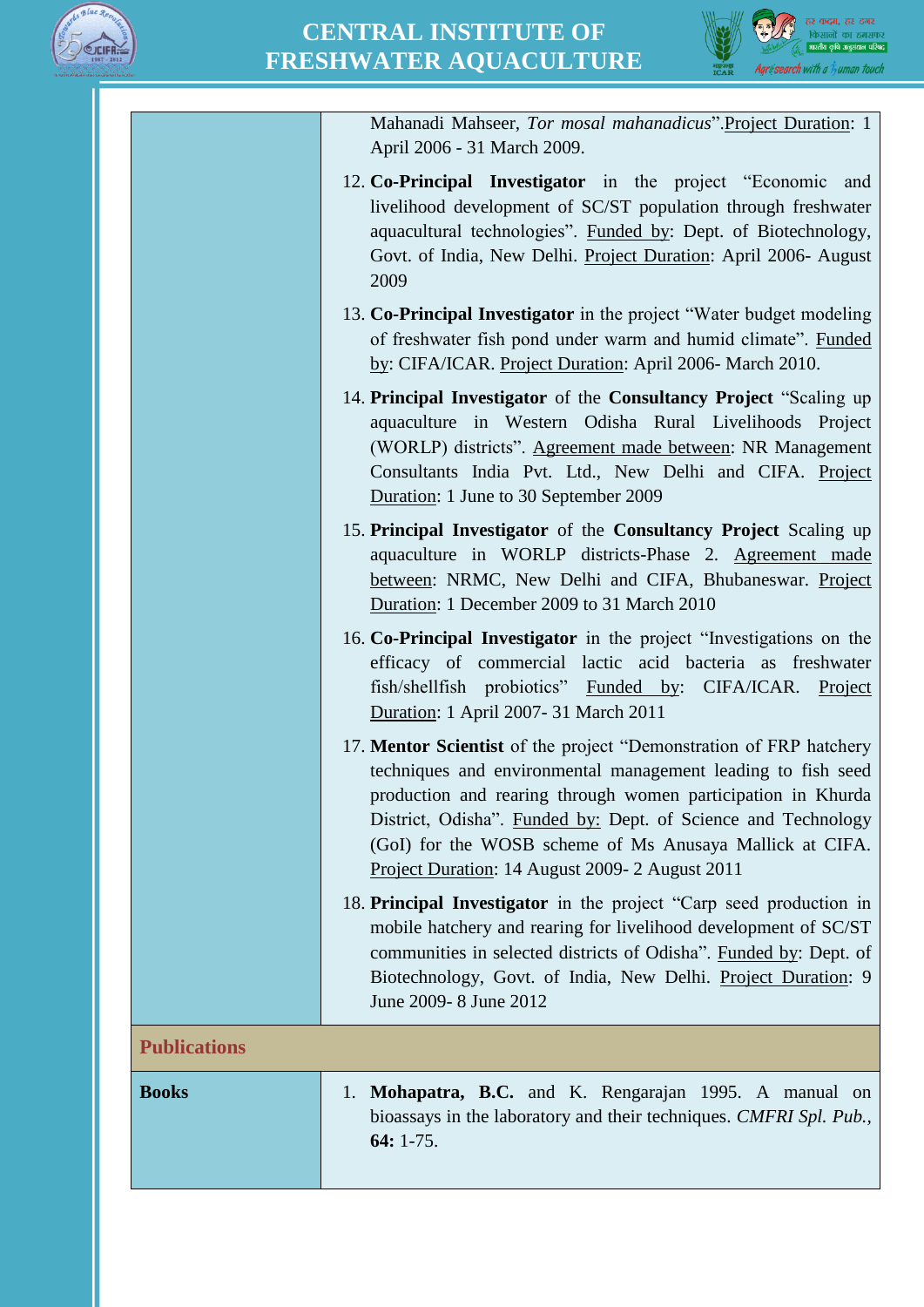| | |
|---|---|
| | Mahanadi Mahseer, *Tor mosal mahanadicus*". Project Duration: 1 April 2006 - 31 March 2009.<br><br>12. **Co-Principal Investigator** in the project "Economic and livelihood development of SC/ST population through freshwater aquacultural technologies". Funded by: Dept. of Biotechnology, Govt. of India, New Delhi. Project Duration: April 2006- August 2009<br><br>13. **Co-Principal Investigator** in the project "Water budget modeling of freshwater fish pond under warm and humid climate". Funded by: CIFA/ICAR. Project Duration: April 2006- March 2010.<br><br>14. **Principal Investigator** of the **Consultancy Project** "Scaling up aquaculture in Western Odisha Rural Livelihoods Project (WORLP) districts". Agreement made between: NR Management Consultants India Pvt. Ltd., New Delhi and CIFA. Project Duration: 1 June to 30 September 2009<br><br>15. **Principal Investigator** of the **Consultancy Project** Scaling up aquaculture in WORLP districts-Phase 2. Agreement made between: NRMC, New Delhi and CIFA, Bhubaneswar. Project Duration: 1 December 2009 to 31 March 2010<br><br>16. **Co-Principal Investigator** in the project "Investigations on the efficacy of commercial lactic acid bacteria as freshwater fish/shellfish probiotics" Funded by: CIFA/ICAR. Project Duration: 1 April 2007- 31 March 2011<br><br>17. **Mentor Scientist** of the project "Demonstration of FRP hatchery techniques and environmental management leading to fish seed production and rearing through women participation in Khurda District, Odisha". Funded by: Dept. of Science and Technology (GoI) for the WOSB scheme of Ms Anusaya Mallick at CIFA. Project Duration: 14 August 2009- 2 August 2011<br><br>18. **Principal Investigator** in the project "Carp seed production in mobile hatchery and rearing for livelihood development of SC/ST communities in selected districts of Odisha". Funded by: Dept. of Biotechnology, Govt. of India, New Delhi. Project Duration: 9 June 2009- 8 June 2012 |
| **Publications** | |
| **Books** | 1. **Mohapatra, B.C.** and K. Rengarajan 1995. A manual on bioassays in the laboratory and their techniques. *CMFRI Spl. Pub.*, **64:** 1-75. |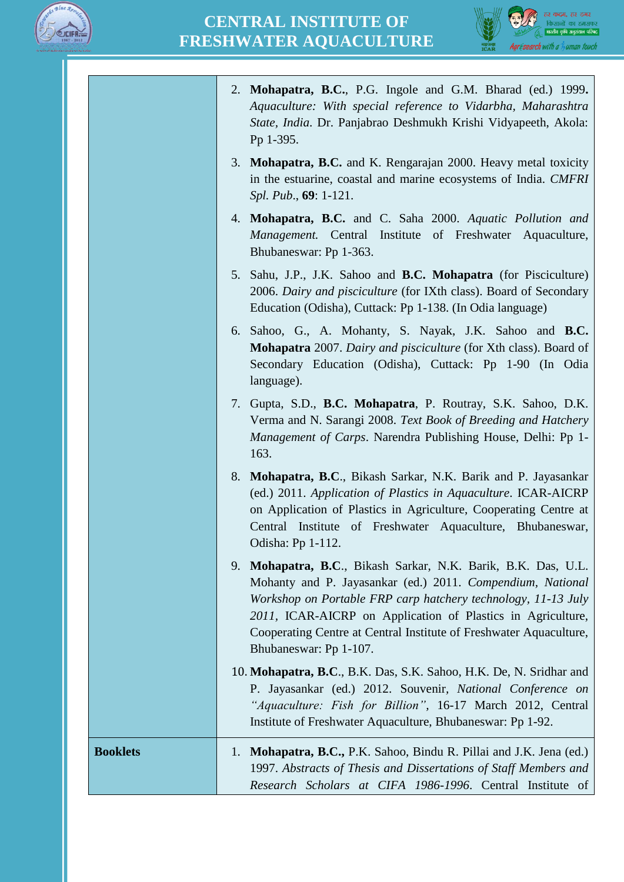| | |
|---|---|
| | 2. **Mohapatra, B.C.**, P.G. Ingole and G.M. Bharad (ed.) 1999**.** *Aquaculture: With special reference to Vidarbha, Maharashtra State, India*. Dr. Panjabrao Deshmukh Krishi Vidyapeeth, Akola: Pp 1-395.<br>3. **Mohapatra, B.C.** and K. Rengarajan 2000. Heavy metal toxicity in the estuarine, coastal and marine ecosystems of India. *CMFRI Spl. Pub*., **69**: 1-121.<br>4. **Mohapatra, B.C.** and C. Saha 2000. *Aquatic Pollution and Management.* Central Institute of Freshwater Aquaculture, Bhubaneswar: Pp 1-363.<br>5. Sahu, J.P., J.K. Sahoo and **B.C. Mohapatra** (for Pisciculture) 2006. *Dairy and pisciculture* (for IXth class). Board of Secondary Education (Odisha), Cuttack: Pp 1-138. (In Odia language)<br>6. Sahoo, G., A. Mohanty, S. Nayak, J.K. Sahoo and **B.C. Mohapatra** 2007. *Dairy and pisciculture* (for Xth class). Board of Secondary Education (Odisha), Cuttack: Pp 1-90 (In Odia language).<br>7. Gupta, S.D., **B.C. Mohapatra**, P. Routray, S.K. Sahoo, D.K. Verma and N. Sarangi 2008. *Text Book of Breeding and Hatchery Management of Carps*. Narendra Publishing House, Delhi: Pp 1-163.<br>8. **Mohapatra, B.C**., Bikash Sarkar, N.K. Barik and P. Jayasankar (ed.) 2011. *Application of Plastics in Aquaculture*. ICAR-AICRP on Application of Plastics in Agriculture, Cooperating Centre at Central Institute of Freshwater Aquaculture, Bhubaneswar, Odisha: Pp 1-112.<br>9. **Mohapatra, B.C**., Bikash Sarkar, N.K. Barik, B.K. Das, U.L. Mohanty and P. Jayasankar (ed.) 2011. *Compendium, National Workshop on Portable FRP carp hatchery technology, 11-13 July 2011*, ICAR-AICRP on Application of Plastics in Agriculture, Cooperating Centre at Central Institute of Freshwater Aquaculture, Bhubaneswar: Pp 1-107.<br>10. **Mohapatra, B.C**., B.K. Das, S.K. Sahoo, H.K. De, N. Sridhar and P. Jayasankar (ed.) 2012. Souvenir, *National Conference on "Aquaculture: Fish for Billion"*, 16-17 March 2012, Central Institute of Freshwater Aquaculture, Bhubaneswar: Pp 1-92. |
| **Booklets** | 1. **Mohapatra, B.C.,** P.K. Sahoo, Bindu R. Pillai and J.K. Jena (ed.) 1997. *Abstracts of Thesis and Dissertations of Staff Members and Research Scholars at CIFA 1986-1996*. Central Institute of |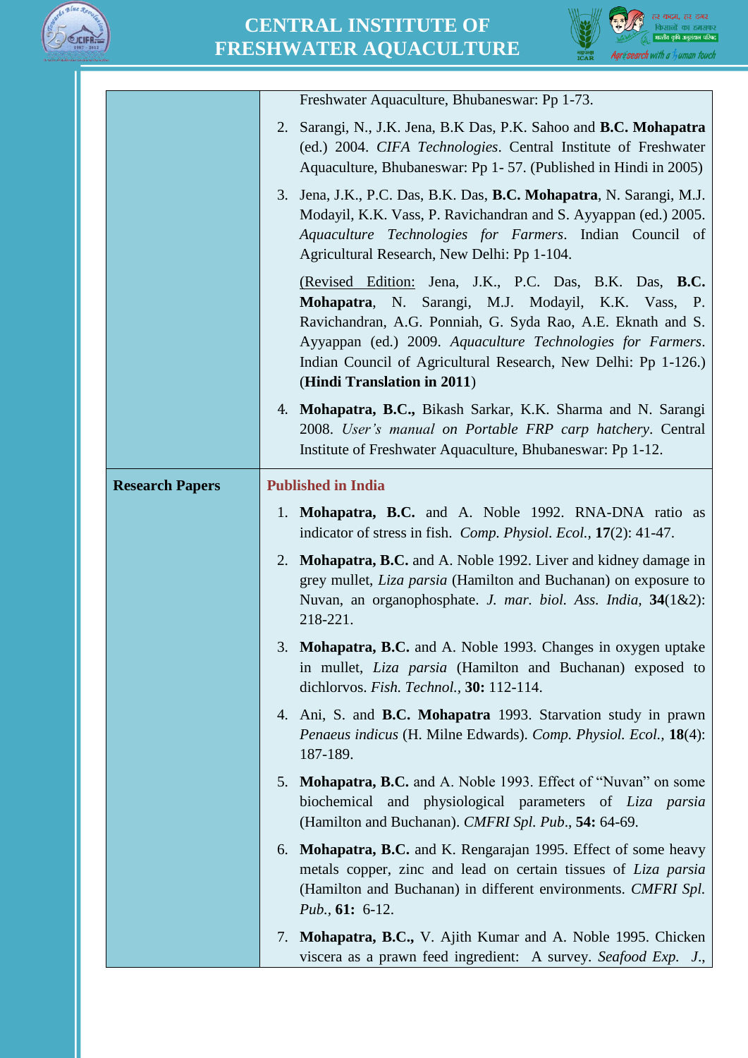| | |
|---|---|
| | Freshwater Aquaculture, Bhubaneswar: Pp 1-73.<br><br>2. Sarangi, N., J.K. Jena, B.K Das, P.K. Sahoo and **B.C. Mohapatra** (ed.) 2004. *CIFA Technologies*. Central Institute of Freshwater Aquaculture, Bhubaneswar: Pp 1- 57. (Published in Hindi in 2005)<br><br>3. Jena, J.K., P.C. Das, B.K. Das, **B.C. Mohapatra**, N. Sarangi, M.J. Modayil, K.K. Vass, P. Ravichandran and S. Ayyappan (ed.) 2005. *Aquaculture Technologies for Farmers*. Indian Council of Agricultural Research, New Delhi: Pp 1-104.<br><br>(Revised Edition: Jena, J.K., P.C. Das, B.K. Das, **B.C. Mohapatra**, N. Sarangi, M.J. Modayil, K.K. Vass, P. Ravichandran, A.G. Ponniah, G. Syda Rao, A.E. Eknath and S. Ayyappan (ed.) 2009. *Aquaculture Technologies for Farmers*. Indian Council of Agricultural Research, New Delhi: Pp 1-126.) (**Hindi Translation in 2011**)<br><br>4. **Mohapatra, B.C.,** Bikash Sarkar, K.K. Sharma and N. Sarangi 2008. *User's manual on Portable FRP carp hatchery*. Central Institute of Freshwater Aquaculture, Bhubaneswar: Pp 1-12. |
| **Research Papers** | **Published in India**<br><br>1. **Mohapatra, B.C.** and A. Noble 1992. RNA-DNA ratio as indicator of stress in fish. *Comp. Physiol. Ecol.,* **17**(2): 41-47.<br><br>2. **Mohapatra, B.C.** and A. Noble 1992. Liver and kidney damage in grey mullet, *Liza parsia* (Hamilton and Buchanan) on exposure to Nuvan, an organophosphate. *J. mar. biol. Ass. India,* **34**(1&2): 218-221.<br><br>3. **Mohapatra, B.C.** and A. Noble 1993. Changes in oxygen uptake in mullet, *Liza parsia* (Hamilton and Buchanan) exposed to dichlorvos. *Fish. Technol.,* **30:** 112-114.<br><br>4. Ani, S. and **B.C. Mohapatra** 1993. Starvation study in prawn *Penaeus indicus* (H. Milne Edwards). *Comp. Physiol. Ecol.,* **18**(4): 187-189.<br><br>5. **Mohapatra, B.C.** and A. Noble 1993. Effect of "Nuvan" on some biochemical and physiological parameters of *Liza parsia* (Hamilton and Buchanan). *CMFRI Spl. Pub*., **54:** 64-69.<br><br>6. **Mohapatra, B.C.** and K. Rengarajan 1995. Effect of some heavy metals copper, zinc and lead on certain tissues of *Liza parsia* (Hamilton and Buchanan) in different environments. *CMFRI Spl. Pub.,* **61:** 6-12.<br><br>7. **Mohapatra, B.C.,** V. Ajith Kumar and A. Noble 1995. Chicken viscera as a prawn feed ingredient: A survey. *Seafood Exp. J.,* |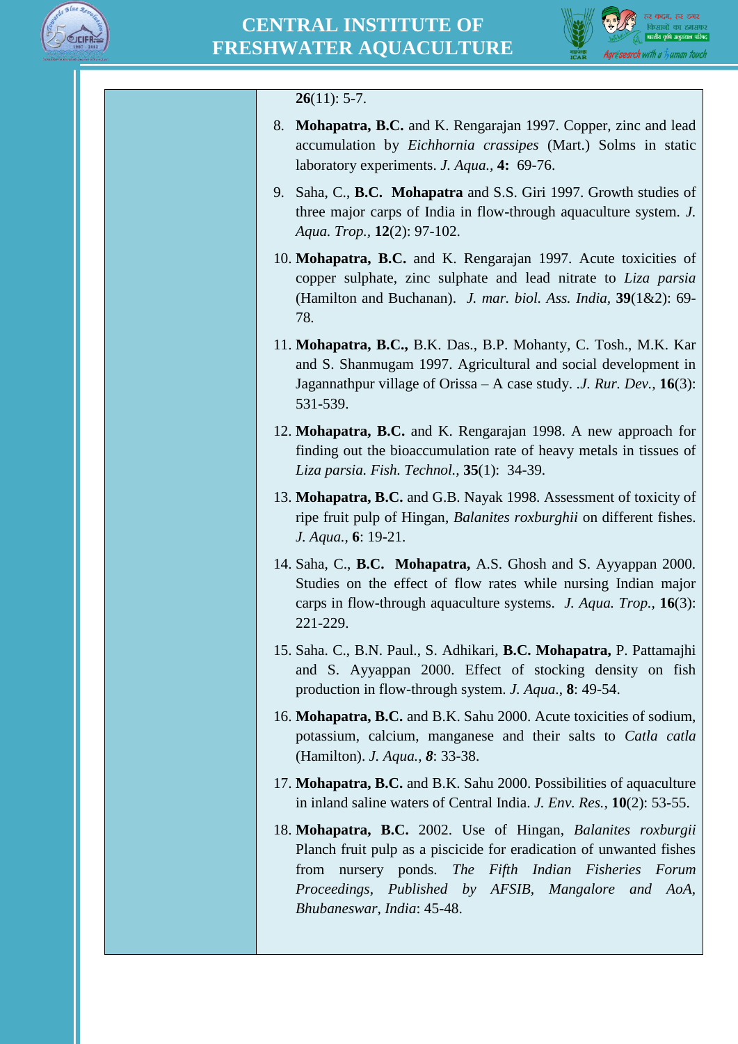**26**(11): 5-7.

8. **Mohapatra, B.C.** and K. Rengarajan 1997. Copper, zinc and lead accumulation by *Eichhornia crassipes* (Mart.) Solms in static laboratory experiments. *J. Aqua.,* **4:** 69-76.

9. Saha, C., **B.C. Mohapatra** and S.S. Giri 1997. Growth studies of three major carps of India in flow-through aquaculture system. *J. Aqua. Trop.*, **12**(2): 97-102.

10. **Mohapatra, B.C.** and K. Rengarajan 1997. Acute toxicities of copper sulphate, zinc sulphate and lead nitrate to *Liza parsia* (Hamilton and Buchanan). *J. mar. biol. Ass. India*, **39**(1&2): 69-78.

11. **Mohapatra, B.C.,** B.K. Das., B.P. Mohanty, C. Tosh., M.K. Kar and S. Shanmugam 1997. Agricultural and social development in Jagannathpur village of Orissa – A case study. *.J. Rur. Dev.*, **16**(3): 531-539.

12. **Mohapatra, B.C.** and K. Rengarajan 1998. A new approach for finding out the bioaccumulation rate of heavy metals in tissues of *Liza parsia. Fish. Technol.*, **35**(1): 34-39.

13. **Mohapatra, B.C.** and G.B. Nayak 1998. Assessment of toxicity of ripe fruit pulp of Hingan, *Balanites roxburghii* on different fishes. *J. Aqua.*, **6**: 19-21.

14. Saha, C., **B.C. Mohapatra,** A.S. Ghosh and S. Ayyappan 2000. Studies on the effect of flow rates while nursing Indian major carps in flow-through aquaculture systems. *J. Aqua. Trop.*, **16**(3): 221-229.

15. Saha. C., B.N. Paul., S. Adhikari, **B.C. Mohapatra,** P. Pattamajhi and S. Ayyappan 2000. Effect of stocking density on fish production in flow-through system. *J. Aqua*., **8**: 49-54.

16. **Mohapatra, B.C.** and B.K. Sahu 2000. Acute toxicities of sodium, potassium, calcium, manganese and their salts to *Catla catla* (Hamilton). *J. Aqua., **8***: 33-38.

17. **Mohapatra, B.C.** and B.K. Sahu 2000. Possibilities of aquaculture in inland saline waters of Central India. *J. Env. Res.*, **10**(2): 53-55.

18. **Mohapatra, B.C.** 2002. Use of Hingan, *Balanites roxburgii* Planch fruit pulp as a piscicide for eradication of unwanted fishes from nursery ponds. *The Fifth Indian Fisheries Forum Proceedings, Published by AFSIB, Mangalore and AoA, Bhubaneswar, India*: 45-48.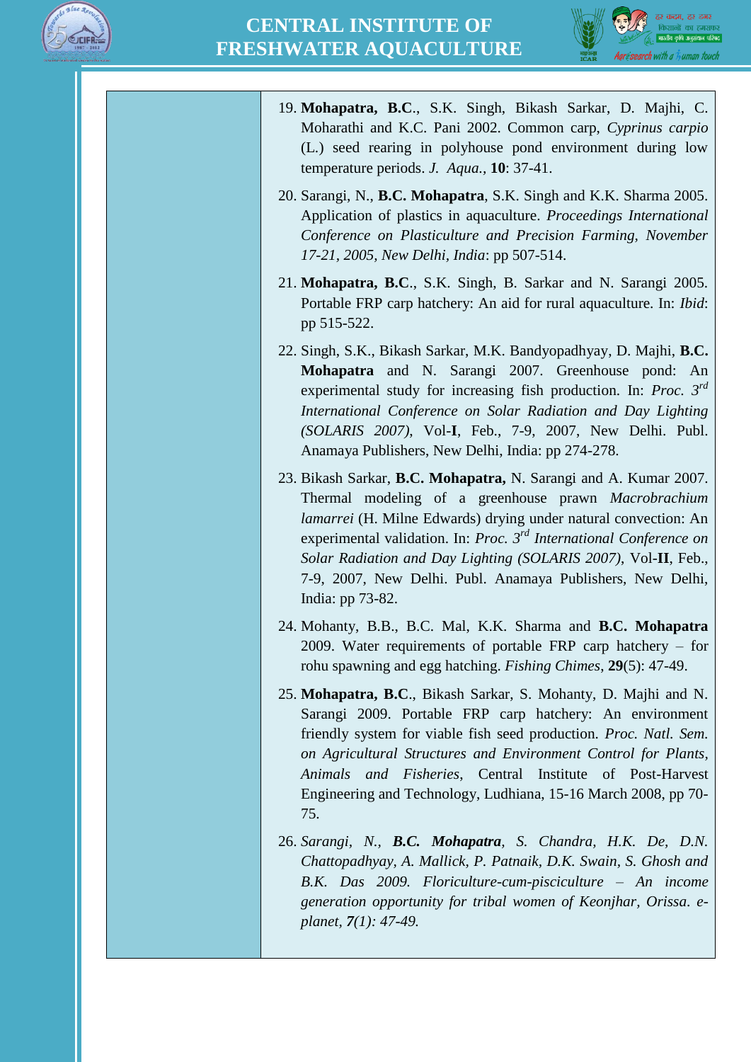19. **Mohapatra, B.C**., S.K. Singh, Bikash Sarkar, D. Majhi, C. Moharathi and K.C. Pani 2002. Common carp, *Cyprinus carpio* (L.) seed rearing in polyhouse pond environment during low temperature periods. *J. Aqua.*, **10**: 37-41.

20. Sarangi, N., **B.C. Mohapatra**, S.K. Singh and K.K. Sharma 2005. Application of plastics in aquaculture. *Proceedings International Conference on Plasticulture and Precision Farming, November 17-21, 2005, New Delhi, India*: pp 507-514.

21. **Mohapatra, B.C**., S.K. Singh, B. Sarkar and N. Sarangi 2005. Portable FRP carp hatchery: An aid for rural aquaculture. In: *Ibid*: pp 515-522.

22. Singh, S.K., Bikash Sarkar, M.K. Bandyopadhyay, D. Majhi, **B.C. Mohapatra** and N. Sarangi 2007. Greenhouse pond: An experimental study for increasing fish production. In: *Proc. 3rd International Conference on Solar Radiation and Day Lighting (SOLARIS 2007)*, Vol-**I**, Feb., 7-9, 2007, New Delhi. Publ. Anamaya Publishers, New Delhi, India: pp 274-278.

23. Bikash Sarkar, **B.C. Mohapatra,** N. Sarangi and A. Kumar 2007. Thermal modeling of a greenhouse prawn *Macrobrachium lamarrei* (H. Milne Edwards) drying under natural convection: An experimental validation. In: *Proc. 3rd International Conference on Solar Radiation and Day Lighting (SOLARIS 2007)*, Vol-**II**, Feb., 7-9, 2007, New Delhi. Publ. Anamaya Publishers, New Delhi, India: pp 73-82.

24. Mohanty, B.B., B.C. Mal, K.K. Sharma and **B.C. Mohapatra** 2009. Water requirements of portable FRP carp hatchery – for rohu spawning and egg hatching. *Fishing Chimes*, **29**(5): 47-49.

25. **Mohapatra, B.C**., Bikash Sarkar, S. Mohanty, D. Majhi and N. Sarangi 2009. Portable FRP carp hatchery: An environment friendly system for viable fish seed production. *Proc. Natl. Sem. on Agricultural Structures and Environment Control for Plants, Animals and Fisheries*, Central Institute of Post-Harvest Engineering and Technology, Ludhiana, 15-16 March 2008, pp 70-75.

26. *Sarangi, N., **B.C. Mohapatra**, S. Chandra, H.K. De, D.N. Chattopadhyay, A. Mallick, P. Patnaik, D.K. Swain, S. Ghosh and B.K. Das 2009. Floriculture-cum-pisciculture – An income generation opportunity for tribal women of Keonjhar, Orissa. e-planet,* ***7****(1): 47-49.*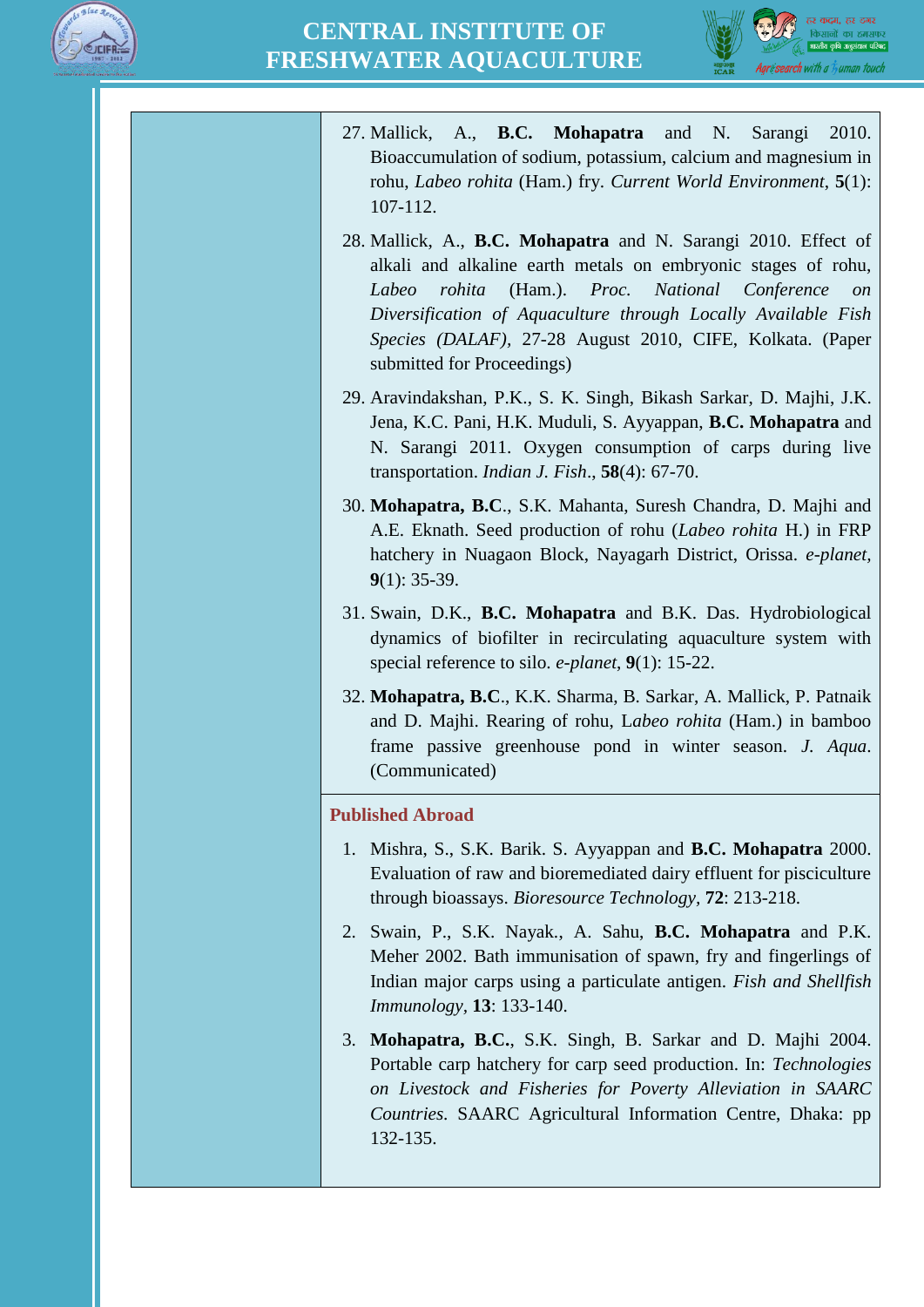27. Mallick, A., **B.C. Mohapatra** and N. Sarangi 2010. Bioaccumulation of sodium, potassium, calcium and magnesium in rohu, *Labeo rohita* (Ham.) fry. *Current World Environment*, **5**(1): 107-112.

28. Mallick, A., **B.C. Mohapatra** and N. Sarangi 2010. Effect of alkali and alkaline earth metals on embryonic stages of rohu, *Labeo rohita* (Ham.). *Proc. National Conference on Diversification of Aquaculture through Locally Available Fish Species (DALAF)*, 27-28 August 2010, CIFE, Kolkata. (Paper submitted for Proceedings)

29. Aravindakshan, P.K., S. K. Singh, Bikash Sarkar, D. Majhi, J.K. Jena, K.C. Pani, H.K. Muduli, S. Ayyappan, **B.C. Mohapatra** and N. Sarangi 2011. Oxygen consumption of carps during live transportation. *Indian J. Fish*., **58**(4): 67-70.

30. **Mohapatra, B.C**., S.K. Mahanta, Suresh Chandra, D. Majhi and A.E. Eknath. Seed production of rohu (*Labeo rohita* H.) in FRP hatchery in Nuagaon Block, Nayagarh District, Orissa. *e-planet*, **9**(1): 35-39.

31. Swain, D.K., **B.C. Mohapatra** and B.K. Das. Hydrobiological dynamics of biofilter in recirculating aquaculture system with special reference to silo. *e-planet*, **9**(1): 15-22.

32. **Mohapatra, B.C**., K.K. Sharma, B. Sarkar, A. Mallick, P. Patnaik and D. Majhi. Rearing of rohu, L*abeo rohita* (Ham.) in bamboo frame passive greenhouse pond in winter season. *J. Aqua*. (Communicated)

### Published Abroad

1. Mishra, S., S.K. Barik. S. Ayyappan and **B.C. Mohapatra** 2000. Evaluation of raw and bioremediated dairy effluent for pisciculture through bioassays. *Bioresource Technology*, **72**: 213-218.

2. Swain, P., S.K. Nayak., A. Sahu, **B.C. Mohapatra** and P.K. Meher 2002. Bath immunisation of spawn, fry and fingerlings of Indian major carps using a particulate antigen. *Fish and Shellfish Immunology*, **13**: 133-140.

3. **Mohapatra, B.C.**, S.K. Singh, B. Sarkar and D. Majhi 2004. Portable carp hatchery for carp seed production. In: *Technologies on Livestock and Fisheries for Poverty Alleviation in SAARC Countries*. SAARC Agricultural Information Centre, Dhaka: pp 132-135.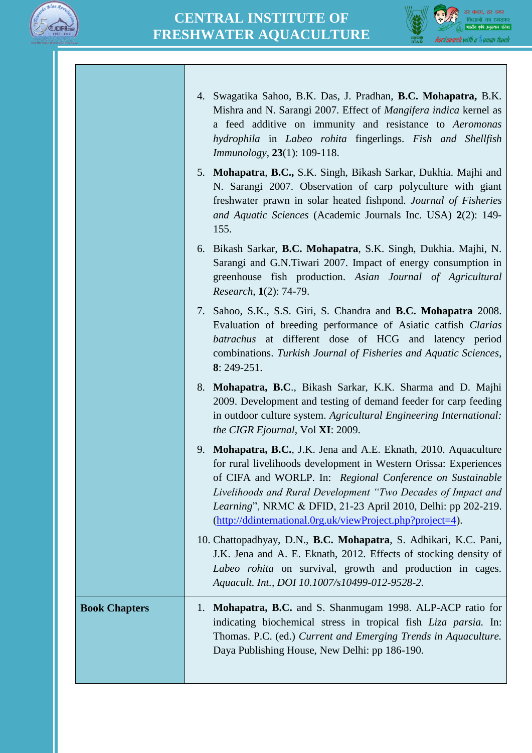| | |
|---|---|
| | 4. Swagatika Sahoo, B.K. Das, J. Pradhan, **B.C. Mohapatra,** B.K. Mishra and N. Sarangi 2007. Effect of *Mangifera indica* kernel as a feed additive on immunity and resistance to *Aeromonas hydrophila* in *Labeo rohita* fingerlings. *Fish and Shellfish Immunology*, **23**(1): 109-118.<br>5. **Mohapatra**, **B.C.,** S.K. Singh, Bikash Sarkar, Dukhia. Majhi and N. Sarangi 2007. Observation of carp polyculture with giant freshwater prawn in solar heated fishpond. *Journal of Fisheries and Aquatic Sciences* (Academic Journals Inc. USA) **2**(2): 149-155.<br>6. Bikash Sarkar, **B.C. Mohapatra**, S.K. Singh, Dukhia. Majhi, N. Sarangi and G.N.Tiwari 2007. Impact of energy consumption in greenhouse fish production. *Asian Journal of Agricultural Research*, **1**(2): 74-79.<br>7. Sahoo, S.K., S.S. Giri, S. Chandra and **B.C. Mohapatra** 2008. Evaluation of breeding performance of Asiatic catfish *Clarias batrachus* at different dose of HCG and latency period combinations. *Turkish Journal of Fisheries and Aquatic Sciences,* **8**: 249-251.<br>8. **Mohapatra, B.C**., Bikash Sarkar, K.K. Sharma and D. Majhi 2009. Development and testing of demand feeder for carp feeding in outdoor culture system. *Agricultural Engineering International: the CIGR Ejournal*, Vol **XI**: 2009.<br>9. **Mohapatra, B.C.**, J.K. Jena and A.E. Eknath, 2010. Aquaculture for rural livelihoods development in Western Orissa: Experiences of CIFA and WORLP. In: *Regional Conference on Sustainable Livelihoods and Rural Development "Two Decades of Impact and Learning*", NRMC & DFID, 21-23 April 2010, Delhi: pp 202-219. (http://ddinternational.0rg.uk/viewProject.php?project=4).<br>10. Chattopadhyay, D.N., **B.C. Mohapatra**, S. Adhikari, K.C. Pani, J.K. Jena and A. E. Eknath, 2012. Effects of stocking density of *Labeo rohita* on survival, growth and production in cages. *Aquacult. Int., DOI 10.1007/s10499-012-9528-2.* |
| **Book Chapters** | 1. **Mohapatra, B.C.** and S. Shanmugam 1998. ALP-ACP ratio for indicating biochemical stress in tropical fish *Liza parsia.* In: Thomas. P.C. (ed.) *Current and Emerging Trends in Aquaculture.* Daya Publishing House, New Delhi: pp 186-190. |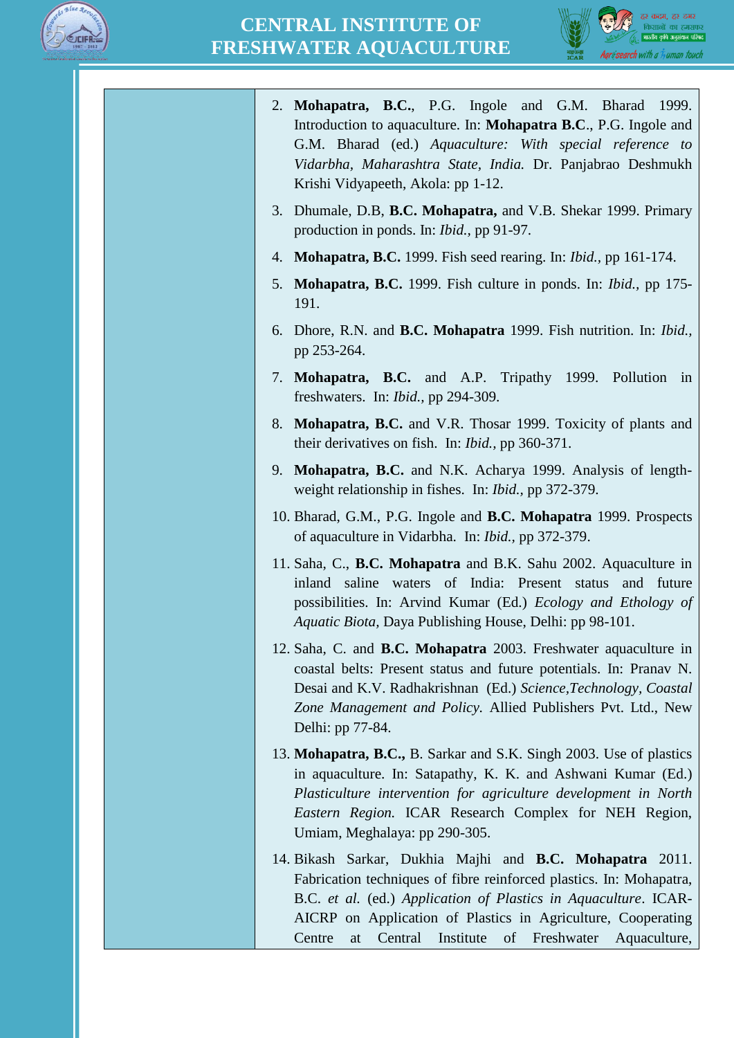2. **Mohapatra, B.C.**, P.G. Ingole and G.M. Bharad 1999. Introduction to aquaculture. In: **Mohapatra B.C**., P.G. Ingole and G.M. Bharad (ed.) *Aquaculture: With special reference to Vidarbha, Maharashtra State, India.* Dr. Panjabrao Deshmukh Krishi Vidyapeeth, Akola: pp 1-12.
3. Dhumale, D.B, **B.C. Mohapatra,** and V.B. Shekar 1999. Primary production in ponds. In: *Ibid.*, pp 91-97.
4. **Mohapatra, B.C.** 1999. Fish seed rearing. In: *Ibid.*, pp 161-174.
5. **Mohapatra, B.C.** 1999. Fish culture in ponds. In: *Ibid.*, pp 175-191.
6. Dhore, R.N. and **B.C. Mohapatra** 1999. Fish nutrition. In: *Ibid.*, pp 253-264.
7. **Mohapatra, B.C.** and A.P. Tripathy 1999. Pollution in freshwaters. In: *Ibid.*, pp 294-309.
8. **Mohapatra, B.C.** and V.R. Thosar 1999. Toxicity of plants and their derivatives on fish. In: *Ibid.*, pp 360-371.
9. **Mohapatra, B.C.** and N.K. Acharya 1999. Analysis of length-weight relationship in fishes. In: *Ibid.*, pp 372-379.
10. Bharad, G.M., P.G. Ingole and **B.C. Mohapatra** 1999. Prospects of aquaculture in Vidarbha. In: *Ibid.*, pp 372-379.
11. Saha, C., **B.C. Mohapatra** and B.K. Sahu 2002. Aquaculture in inland saline waters of India: Present status and future possibilities. In: Arvind Kumar (Ed.) *Ecology and Ethology of Aquatic Biota*, Daya Publishing House, Delhi: pp 98-101.
12. Saha, C. and **B.C. Mohapatra** 2003. Freshwater aquaculture in coastal belts: Present status and future potentials. In: Pranav N. Desai and K.V. Radhakrishnan (Ed.) *Science,Technology, Coastal Zone Management and Policy.* Allied Publishers Pvt. Ltd., New Delhi: pp 77-84.
13. **Mohapatra, B.C.,** B. Sarkar and S.K. Singh 2003. Use of plastics in aquaculture. In: Satapathy, K. K. and Ashwani Kumar (Ed.) *Plasticulture intervention for agriculture development in North Eastern Region.* ICAR Research Complex for NEH Region, Umiam, Meghalaya: pp 290-305.
14. Bikash Sarkar, Dukhia Majhi and **B.C. Mohapatra** 2011. Fabrication techniques of fibre reinforced plastics. In: Mohapatra, B.C. *et al.* (ed.) *Application of Plastics in Aquaculture*. ICAR-AICRP on Application of Plastics in Agriculture, Cooperating Centre at Central Institute of Freshwater Aquaculture,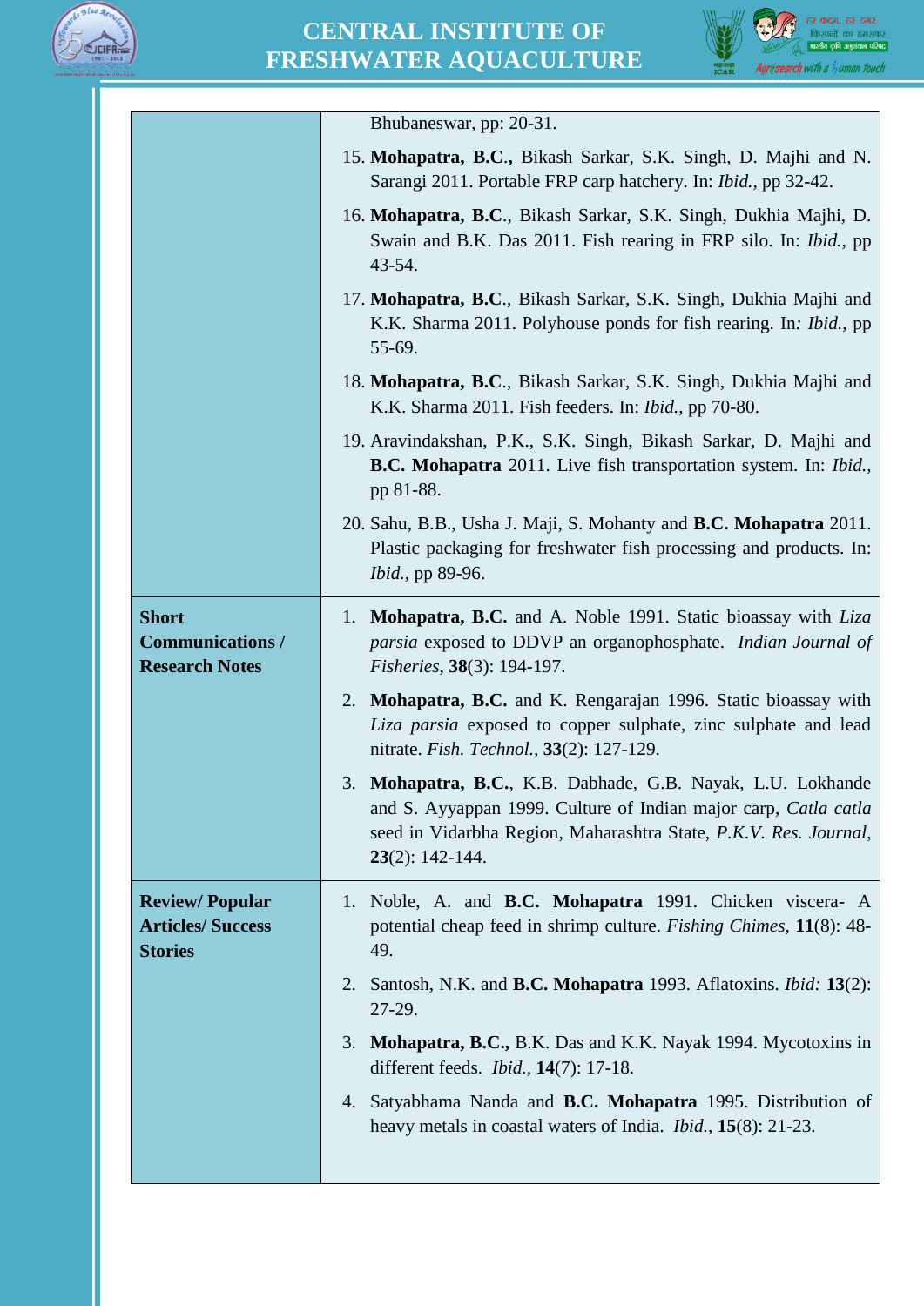| | |
|---|---|
| | Bhubaneswar, pp: 20-31. |
| | 15. **Mohapatra, B.C.,** Bikash Sarkar, S.K. Singh, D. Majhi and N. Sarangi 2011. Portable FRP carp hatchery. In: *Ibid.*, pp 32-42. |
| | 16. **Mohapatra, B.C**., Bikash Sarkar, S.K. Singh, Dukhia Majhi, D. Swain and B.K. Das 2011. Fish rearing in FRP silo. In: *Ibid.*, pp 43-54. |
| | 17. **Mohapatra, B.C**., Bikash Sarkar, S.K. Singh, Dukhia Majhi and K.K. Sharma 2011. Polyhouse ponds for fish rearing. In*: Ibid.*, pp 55-69. |
| | 18. **Mohapatra, B.C**., Bikash Sarkar, S.K. Singh, Dukhia Majhi and K.K. Sharma 2011. Fish feeders. In: *Ibid.*, pp 70-80. |
| | 19. Aravindakshan, P.K., S.K. Singh, Bikash Sarkar, D. Majhi and **B.C. Mohapatra** 2011. Live fish transportation system. In: *Ibid.*, pp 81-88. |
| | 20. Sahu, B.B., Usha J. Maji, S. Mohanty and **B.C. Mohapatra** 2011. Plastic packaging for freshwater fish processing and products. In: *Ibid.*, pp 89-96. |
| **Short Communications / Research Notes** | 1. **Mohapatra, B.C.** and A. Noble 1991. Static bioassay with *Liza parsia* exposed to DDVP an organophosphate. *Indian Journal of Fisheries*, **38**(3): 194-197. |
| | 2. **Mohapatra, B.C.** and K. Rengarajan 1996. Static bioassay with *Liza parsia* exposed to copper sulphate, zinc sulphate and lead nitrate. *Fish. Technol.*, **33**(2): 127-129. |
| | 3. **Mohapatra, B.C.**, K.B. Dabhade, G.B. Nayak, L.U. Lokhande and S. Ayyappan 1999. Culture of Indian major carp, *Catla catla* seed in Vidarbha Region, Maharashtra State, *P.K.V. Res. Journal*, **23**(2): 142-144. |
| **Review/ Popular Articles/ Success Stories** | 1. Noble, A. and **B.C. Mohapatra** 1991. Chicken viscera- A potential cheap feed in shrimp culture. *Fishing Chimes*, **11**(8): 48-49. |
| | 2. Santosh, N.K. and **B.C. Mohapatra** 1993. Aflatoxins. *Ibid:* **13**(2): 27-29. |
| | 3. **Mohapatra, B.C.,** B.K. Das and K.K. Nayak 1994. Mycotoxins in different feeds. *Ibid.*, **14**(7): 17-18. |
| | 4. Satyabhama Nanda and **B.C. Mohapatra** 1995. Distribution of heavy metals in coastal waters of India. *Ibid.*, **15**(8): 21-23. |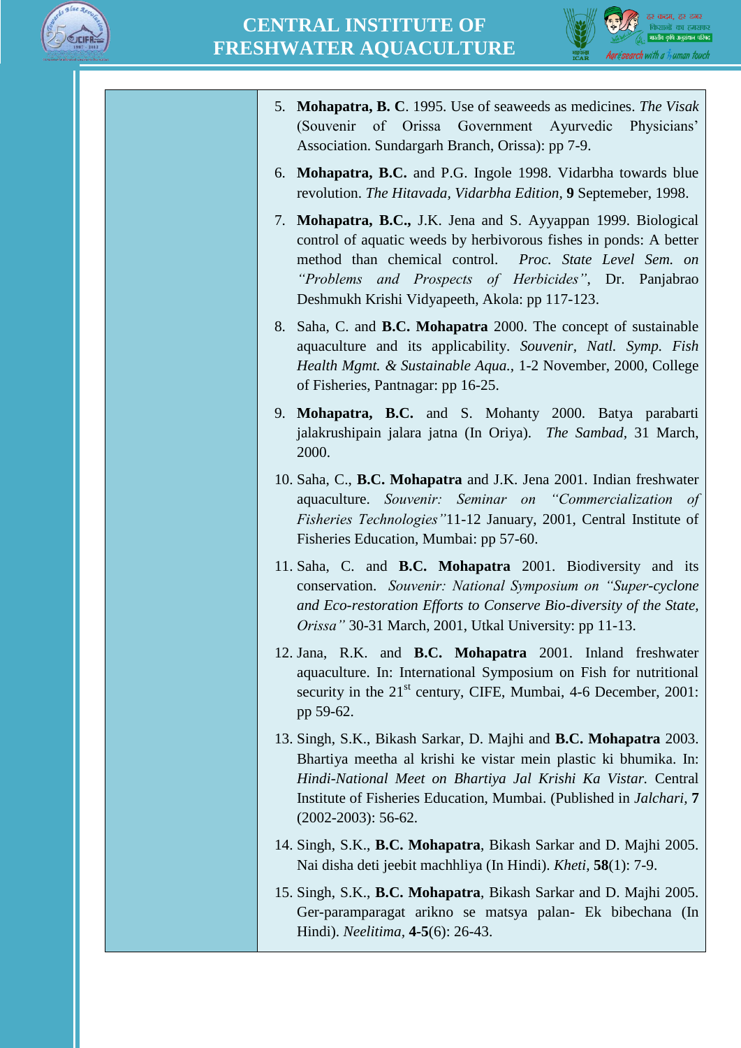5. **Mohapatra, B. C**. 1995. Use of seaweeds as medicines. *The Visak* (Souvenir of Orissa Government Ayurvedic Physicians' Association. Sundargarh Branch, Orissa): pp 7-9.

6. **Mohapatra, B.C.** and P.G. Ingole 1998. Vidarbha towards blue revolution. *The Hitavada, Vidarbha Edition,* **9** Septemeber, 1998.

7. **Mohapatra, B.C.,** J.K. Jena and S. Ayyappan 1999. Biological control of aquatic weeds by herbivorous fishes in ponds: A better method than chemical control. *Proc. State Level Sem. on "Problems and Prospects of Herbicides",* Dr. Panjabrao Deshmukh Krishi Vidyapeeth, Akola: pp 117-123.

8. Saha, C. and **B.C. Mohapatra** 2000. The concept of sustainable aquaculture and its applicability. *Souvenir, Natl. Symp. Fish Health Mgmt. & Sustainable Aqua.,* 1-2 November, 2000, College of Fisheries, Pantnagar: pp 16-25.

9. **Mohapatra, B.C.** and S. Mohanty 2000. Batya parabarti jalakrushipain jalara jatna (In Oriya). *The Sambad,* 31 March, 2000.

10. Saha, C., **B.C. Mohapatra** and J.K. Jena 2001. Indian freshwater aquaculture. *Souvenir: Seminar on "Commercialization of Fisheries Technologies"*11-12 January, 2001, Central Institute of Fisheries Education, Mumbai: pp 57-60.

11. Saha, C. and **B.C. Mohapatra** 2001. Biodiversity and its conservation. *Souvenir: National Symposium on "Super-cyclone and Eco-restoration Efforts to Conserve Bio-diversity of the State, Orissa"* 30-31 March, 2001, Utkal University: pp 11-13.

12. Jana, R.K. and **B.C. Mohapatra** 2001. Inland freshwater aquaculture. In: International Symposium on Fish for nutritional security in the 21$^{st}$ century, CIFE, Mumbai, 4-6 December, 2001: pp 59-62.

13. Singh, S.K., Bikash Sarkar, D. Majhi and **B.C. Mohapatra** 2003. Bhartiya meetha al krishi ke vistar mein plastic ki bhumika. In: *Hindi-National Meet on Bhartiya Jal Krishi Ka Vistar.* Central Institute of Fisheries Education, Mumbai. (Published in *Jalchari*, **7** (2002-2003): 56-62.

14. Singh, S.K., **B.C. Mohapatra**, Bikash Sarkar and D. Majhi 2005. Nai disha deti jeebit machhliya (In Hindi). *Kheti*, **58**(1): 7-9.

15. Singh, S.K., **B.C. Mohapatra**, Bikash Sarkar and D. Majhi 2005. Ger-paramparagat arikno se matsya palan- Ek bibechana (In Hindi). *Neelitima*, **4-5**(6): 26-43.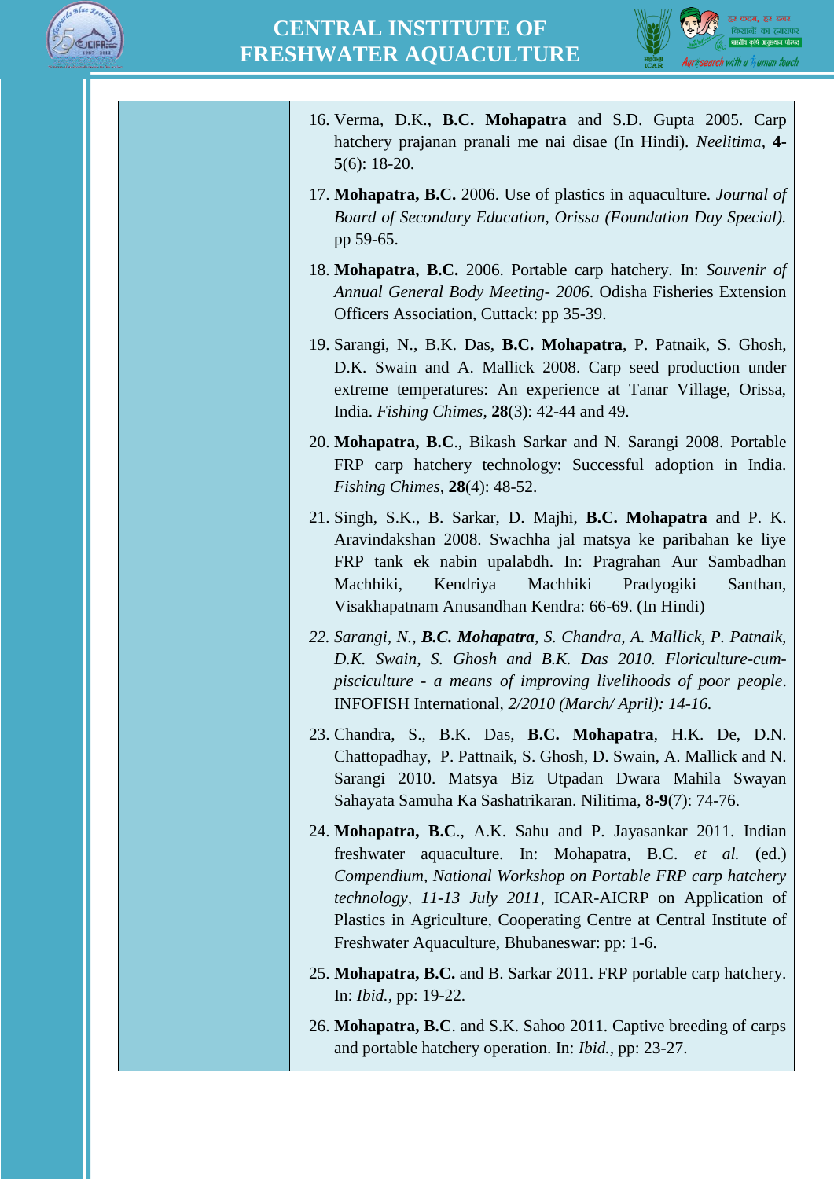16. Verma, D.K., **B.C. Mohapatra** and S.D. Gupta 2005. Carp hatchery prajanan pranali me nai disae (In Hindi). *Neelitima*, **4-5**(6): 18-20.

17. **Mohapatra, B.C.** 2006. Use of plastics in aquaculture. *Journal of Board of Secondary Education, Orissa (Foundation Day Special).* pp 59-65.

18. **Mohapatra, B.C.** 2006. Portable carp hatchery. In: *Souvenir of Annual General Body Meeting- 2006*. Odisha Fisheries Extension Officers Association, Cuttack: pp 35-39.

19. Sarangi, N., B.K. Das, **B.C. Mohapatra**, P. Patnaik, S. Ghosh, D.K. Swain and A. Mallick 2008. Carp seed production under extreme temperatures: An experience at Tanar Village, Orissa, India. *Fishing Chimes*, **28**(3): 42-44 and 49.

20. **Mohapatra, B.C**., Bikash Sarkar and N. Sarangi 2008. Portable FRP carp hatchery technology: Successful adoption in India. *Fishing Chimes*, **28**(4): 48-52.

21. Singh, S.K., B. Sarkar, D. Majhi, **B.C. Mohapatra** and P. K. Aravindakshan 2008. Swachha jal matsya ke paribahan ke liye FRP tank ek nabin upalabdh. In: Pragrahan Aur Sambadhan Machhiki, Kendriya Machhiki Pradyogiki Santhan, Visakhapatnam Anusandhan Kendra: 66-69. (In Hindi)

22. *Sarangi, N., **B.C. Mohapatra**, S. Chandra, A. Mallick, P. Patnaik, D.K. Swain, S. Ghosh and B.K. Das 2010. Floriculture-cum-pisciculture - a means of improving livelihoods of poor people*. INFOFISH International, *2/2010 (March/ April): 14-16.*

23. Chandra, S., B.K. Das, **B.C. Mohapatra**, H.K. De, D.N. Chattopadhay, P. Pattnaik, S. Ghosh, D. Swain, A. Mallick and N. Sarangi 2010. Matsya Biz Utpadan Dwara Mahila Swayan Sahayata Samuha Ka Sashatrikaran. Nilitima, **8-9**(7): 74-76.

24. **Mohapatra, B.C**., A.K. Sahu and P. Jayasankar 2011. Indian freshwater aquaculture. In: Mohapatra, B.C. *et al.* (ed.) *Compendium, National Workshop on Portable FRP carp hatchery technology, 11-13 July 2011,* ICAR-AICRP on Application of Plastics in Agriculture, Cooperating Centre at Central Institute of Freshwater Aquaculture, Bhubaneswar: pp: 1-6.

25. **Mohapatra, B.C.** and B. Sarkar 2011. FRP portable carp hatchery. In: *Ibid.*, pp: 19-22.

26. **Mohapatra, B.C**. and S.K. Sahoo 2011. Captive breeding of carps and portable hatchery operation. In: *Ibid.*, pp: 23-27.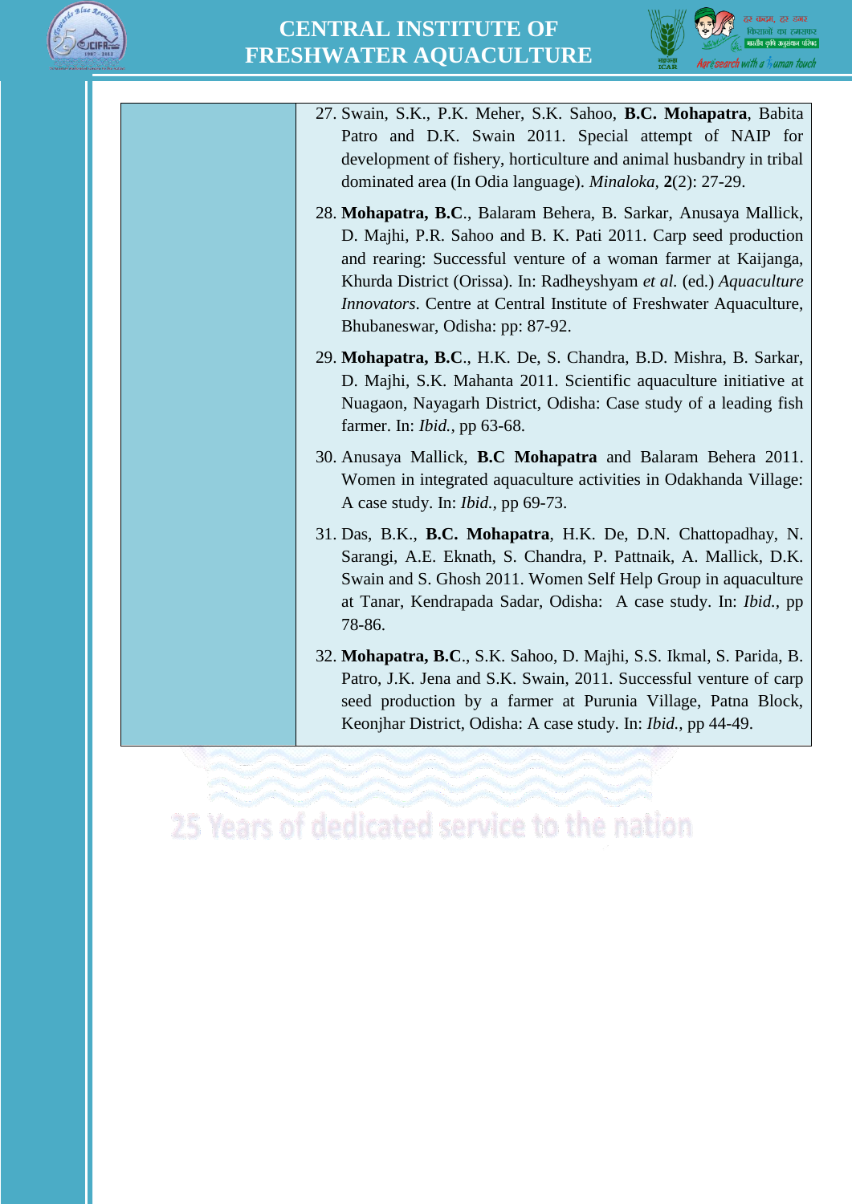27. Swain, S.K., P.K. Meher, S.K. Sahoo, **B.C. Mohapatra**, Babita Patro and D.K. Swain 2011. Special attempt of NAIP for development of fishery, horticulture and animal husbandry in tribal dominated area (In Odia language). *Minaloka*, **2**(2): 27-29.

28. **Mohapatra, B.C**., Balaram Behera, B. Sarkar, Anusaya Mallick, D. Majhi, P.R. Sahoo and B. K. Pati 2011. Carp seed production and rearing: Successful venture of a woman farmer at Kaijanga, Khurda District (Orissa). In: Radheyshyam *et al.* (ed.) *Aquaculture Innovators*. Centre at Central Institute of Freshwater Aquaculture, Bhubaneswar, Odisha: pp: 87-92.

29. **Mohapatra, B.C**., H.K. De, S. Chandra, B.D. Mishra, B. Sarkar, D. Majhi, S.K. Mahanta 2011. Scientific aquaculture initiative at Nuagaon, Nayagarh District, Odisha: Case study of a leading fish farmer. In: *Ibid.*, pp 63-68.

30. Anusaya Mallick, **B.C Mohapatra** and Balaram Behera 2011. Women in integrated aquaculture activities in Odakhanda Village: A case study. In: *Ibid.*, pp 69-73.

31. Das, B.K., **B.C. Mohapatra**, H.K. De, D.N. Chattopadhay, N. Sarangi, A.E. Eknath, S. Chandra, P. Pattnaik, A. Mallick, D.K. Swain and S. Ghosh 2011. Women Self Help Group in aquaculture at Tanar, Kendrapada Sadar, Odisha: A case study. In: *Ibid.*, pp 78-86.

32. **Mohapatra, B.C**., S.K. Sahoo, D. Majhi, S.S. Ikmal, S. Parida, B. Patro, J.K. Jena and S.K. Swain, 2011. Successful venture of carp seed production by a farmer at Purunia Village, Patna Block, Keonjhar District, Odisha: A case study. In: *Ibid.*, pp 44-49.